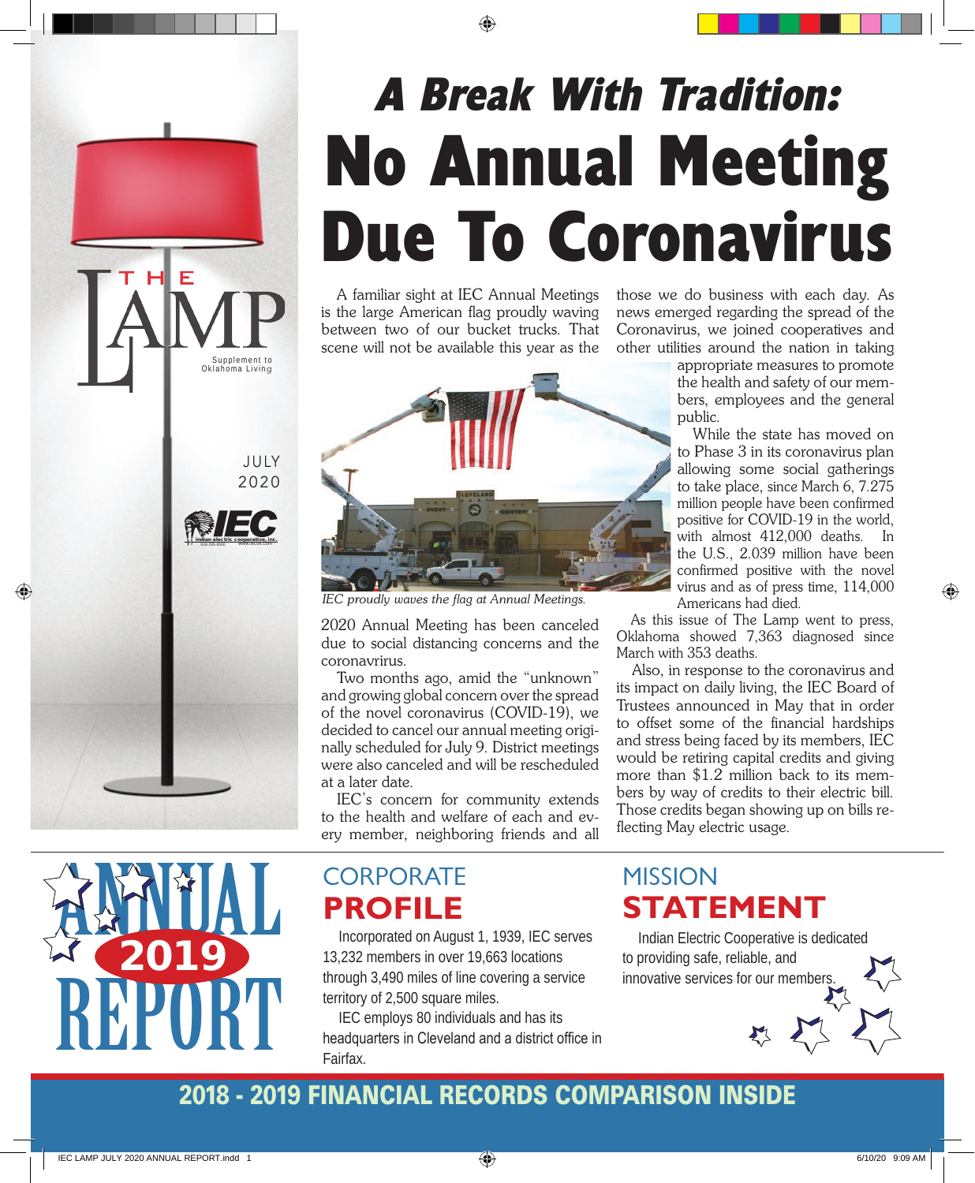THE LAMP

Supplement to Oklahoma Living

JULY 2020

IEC — Indian electric cooperative, inc.

# A Break With Tradition: No Annual Meeting Due To Coronavirus

A familiar sight at IEC Annual Meetings is the large American flag proudly waving between two of our bucket trucks. That scene will not be available this year as the 2020 Annual Meeting has been canceled due to social distancing concerns and the coronavrirus.

*IEC proudly waves the flag at Annual Meetings.*

Two months ago, amid the "unknown" and growing global concern over the spread of the novel coronavirus (COVID-19), we decided to cancel our annual meeting originally scheduled for July 9. District meetings were also canceled and will be rescheduled at a later date.

IEC's concern for community extends to the health and welfare of each and every member, neighboring friends and all those we do business with each day. As news emerged regarding the spread of the Coronavirus, we joined cooperatives and other utilities around the nation in taking appropriate measures to promote the health and safety of our members, employees and the general public.

While the state has moved on to Phase 3 in its coronavirus plan allowing some social gatherings to take place, since March 6, 7.275 million people have been confirmed positive for COVID-19 in the world, with almost 412,000 deaths. In the U.S., 2.039 million have been confirmed positive with the novel virus and as of press time, 114,000 Americans had died.

As this issue of The Lamp went to press, Oklahoma showed 7,363 diagnosed since March with 353 deaths.

Also, in response to the coronavirus and its impact on daily living, the IEC Board of Trustees announced in May that in order to offset some of the financial hardships and stress being faced by its members, IEC would be retiring capital credits and giving more than $1.2 million back to its members by way of credits to their electric bill. Those credits began showing up on bills reflecting May electric usage.

# ANNUAL 2019 REPORT

## CORPORATE PROFILE

Incorporated on August 1, 1939, IEC serves 13,232 members in over 19,663 locations through 3,490 miles of line covering a service territory of 2,500 square miles.

IEC employs 80 individuals and has its headquarters in Cleveland and a district office in Fairfax.

## MISSION STATEMENT

Indian Electric Cooperative is dedicated to providing safe, reliable, and innovative services for our members.

**2018 - 2019 FINANCIAL RECORDS COMPARISON INSIDE**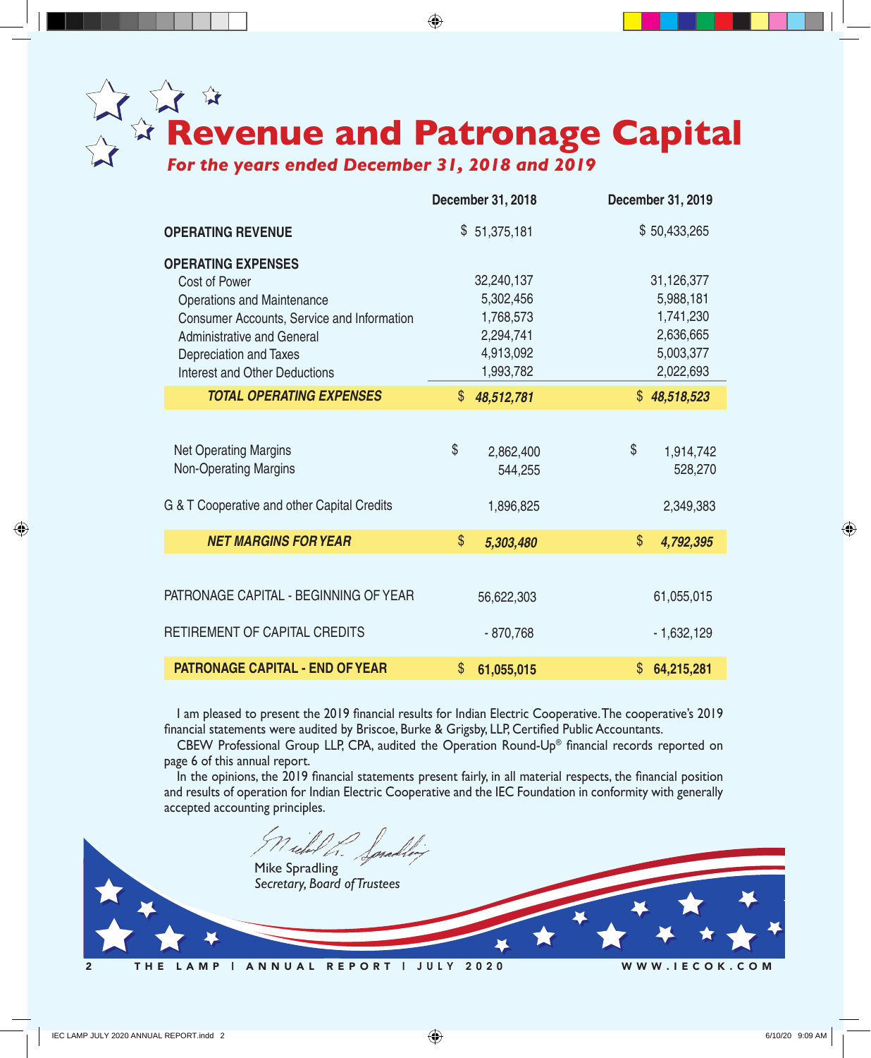# Revenue and Patronage Capital

*For the years ended December 31, 2018 and 2019*

| | December 31, 2018 | December 31, 2019 |
|---|---|---|
| **OPERATING REVENUE** | $ 51,375,181 | $ 50,433,265 |
| **OPERATING EXPENSES** | | |
| Cost of Power | 32,240,137 | 31,126,377 |
| Operations and Maintenance | 5,302,456 | 5,988,181 |
| Consumer Accounts, Service and Information | 1,768,573 | 1,741,230 |
| Administrative and General | 2,294,741 | 2,636,665 |
| Depreciation and Taxes | 4,913,092 | 5,003,377 |
| Interest and Other Deductions | 1,993,782 | 2,022,693 |
| ***TOTAL OPERATING EXPENSES*** | ***$ 48,512,781*** | ***$ 48,518,523*** |
| Net Operating Margins | $ 2,862,400 | $ 1,914,742 |
| Non-Operating Margins | 544,255 | 528,270 |
| G & T Cooperative and other Capital Credits | 1,896,825 | 2,349,383 |
| ***NET MARGINS FOR YEAR*** | ***$ 5,303,480*** | ***$ 4,792,395*** |
| PATRONAGE CAPITAL - BEGINNING OF YEAR | 56,622,303 | 61,055,015 |
| RETIREMENT OF CAPITAL CREDITS | - 870,768 | - 1,632,129 |
| **PATRONAGE CAPITAL - END OF YEAR** | **$ 61,055,015** | **$ 64,215,281** |

I am pleased to present the 2019 financial results for Indian Electric Cooperative. The cooperative's 2019 financial statements were audited by Briscoe, Burke & Grigsby, LLP, Certified Public Accountants.

CBEW Professional Group LLP, CPA, audited the Operation Round-Up® financial records reported on page 6 of this annual report.

In the opinions, the 2019 financial statements present fairly, in all material respects, the financial position and results of operation for Indian Electric Cooperative and the IEC Foundation in conformity with generally accepted accounting principles.

Mike Spradling
*Secretary, Board of Trustees*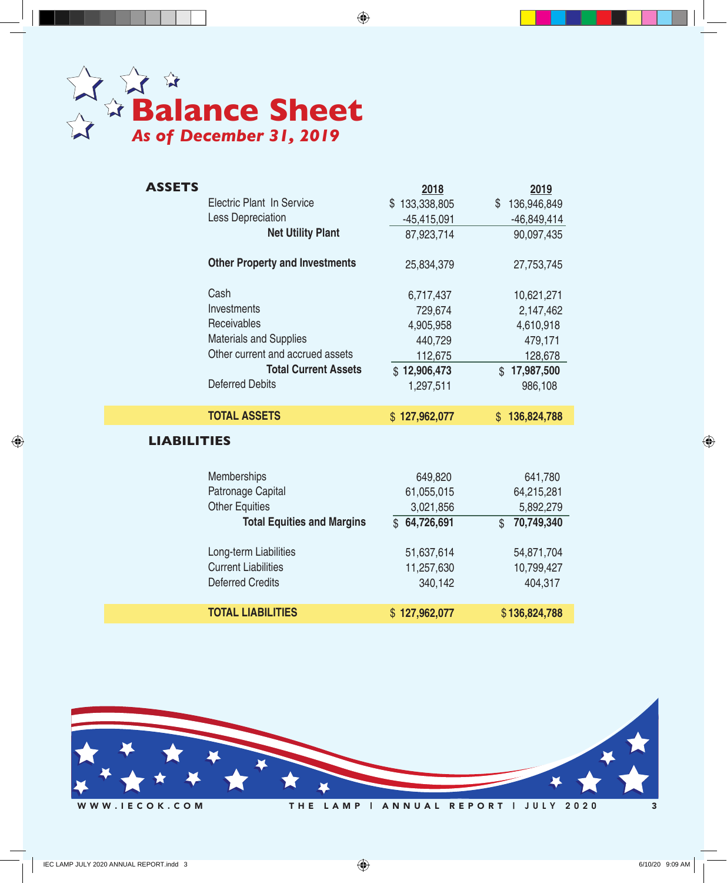# Balance Sheet

*As of December 31, 2019*

| ASSETS | 2018 | 2019 |
|---|---|---|
| Electric Plant In Service | $ 133,338,805 | $ 136,946,849 |
| Less Depreciation | -45,415,091 | -46,849,414 |
| **Net Utility Plant** | 87,923,714 | 90,097,435 |
| **Other Property and Investments** | 25,834,379 | 27,753,745 |
| Cash | 6,717,437 | 10,621,271 |
| Investments | 729,674 | 2,147,462 |
| Receivables | 4,905,958 | 4,610,918 |
| Materials and Supplies | 440,729 | 479,171 |
| Other current and accrued assets | 112,675 | 128,678 |
| **Total Current Assets** | **$ 12,906,473** | **$ 17,987,500** |
| Deferred Debits | 1,297,511 | 986,108 |
| **TOTAL ASSETS** | **$ 127,962,077** | **$ 136,824,788** |

| LIABILITIES | 2018 | 2019 |
|---|---|---|
| Memberships | 649,820 | 641,780 |
| Patronage Capital | 61,055,015 | 64,215,281 |
| Other Equities | 3,021,856 | 5,892,279 |
| **Total Equities and Margins** | **$ 64,726,691** | **$ 70,749,340** |
| Long-term Liabilities | 51,637,614 | 54,871,704 |
| Current Liabilities | 11,257,630 | 10,799,427 |
| Deferred Credits | 340,142 | 404,317 |
| **TOTAL LIABILITIES** | **$ 127,962,077** | **$ 136,824,788** |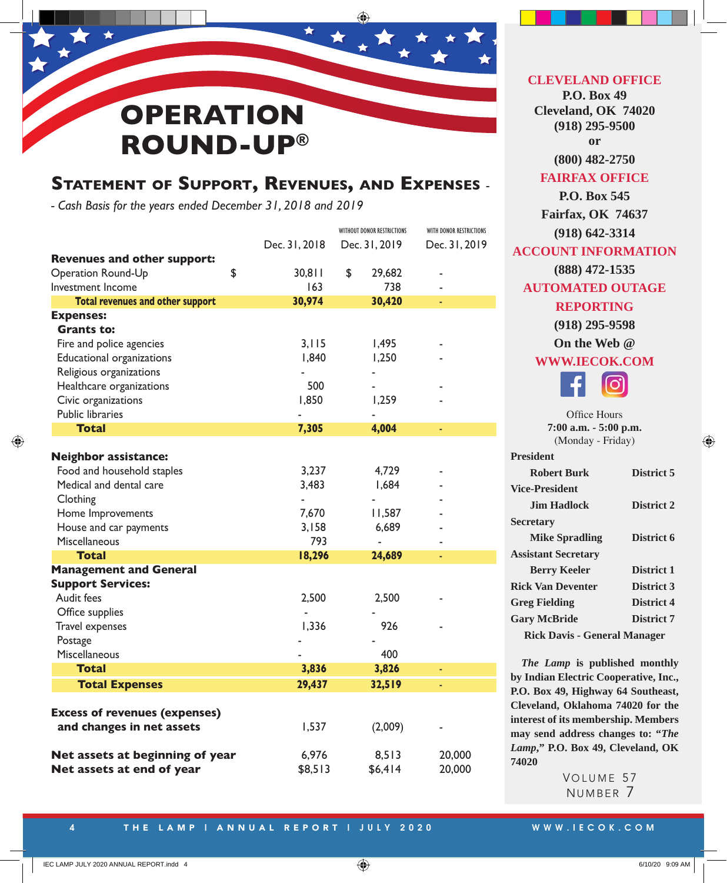# OPERATION ROUND-UP®

## Statement of Support, Revenues, and Expenses -

*- Cash Basis for the years ended December 31, 2018 and 2019*

| | Dec. 31, 2018 | WITHOUT DONOR RESTRICTIONS Dec. 31, 2019 | WITH DONOR RESTRICTIONS Dec. 31, 2019 |
|---|---|---|---|
| **Revenues and other support:** | | | |
| Operation Round-Up | $ 30,811 | $ 29,682 | - |
| Investment Income | 163 | 738 | - |
| **Total revenues and other support** | **30,974** | **30,420** | - |
| **Expenses:** | | | |
| **Grants to:** | | | |
| Fire and police agencies | 3,115 | 1,495 | - |
| Educational organizations | 1,840 | 1,250 | - |
| Religious organizations | - | - | |
| Healthcare organizations | 500 | - | - |
| Civic organizations | 1,850 | 1,259 | - |
| Public libraries | - | - | |
| **Total** | **7,305** | **4,004** | - |
| **Neighbor assistance:** | | | |
| Food and household staples | 3,237 | 4,729 | - |
| Medical and dental care | 3,483 | 1,684 | - |
| Clothing | - | - | - |
| Home Improvements | 7,670 | 11,587 | - |
| House and car payments | 3,158 | 6,689 | - |
| Miscellaneous | 793 | - | - |
| **Total** | **18,296** | **24,689** | - |
| **Management and General Support Services:** | | | |
| Audit fees | 2,500 | 2,500 | - |
| Office supplies | - | - | |
| Travel expenses | 1,336 | 926 | - |
| Postage | - | - | |
| Miscellaneous | - | 400 | |
| **Total** | **3,836** | **3,826** | - |
| **Total Expenses** | **29,437** | **32,519** | - |
| **Excess of revenues (expenses) and changes in net assets** | 1,537 | (2,009) | - |
| **Net assets at beginning of year** | 6,976 | 8,513 | 20,000 |
| **Net assets at end of year** | $8,513 | $6,414 | 20,000 |

**CLEVELAND OFFICE**
**P.O. Box 49**
**Cleveland, OK 74020**
**(918) 295-9500**
**or**
**(800) 482-2750**

**FAIRFAX OFFICE**
**P.O. Box 545**
**Fairfax, OK 74637**
**(918) 642-3314**

**ACCOUNT INFORMATION**
**(888) 472-1535**

**AUTOMATED OUTAGE REPORTING**
**(918) 295-9598**

**On the Web @**
**WWW.IECOK.COM**

Office Hours
**7:00 a.m. - 5:00 p.m.**
(Monday - Friday)

**President**
**Robert Burk** — **District 5**

**Vice-President**
**Jim Hadlock** — **District 2**

**Secretary**
**Mike Spradling** — **District 6**

**Assistant Secretary**
**Berry Keeler** — **District 1**

**Rick Van Deventer** — **District 3**
**Greg Fielding** — **District 4**
**Gary McBride** — **District 7**

**Rick Davis - General Manager**

***The Lamp*** **is published monthly by Indian Electric Cooperative, Inc., P.O. Box 49, Highway 64 Southeast, Cleveland, Oklahoma 74020 for the interest of its membership. Members may send address changes to: "*The Lamp*," P.O. Box 49, Cleveland, OK 74020**

VOLUME 57
NUMBER 7